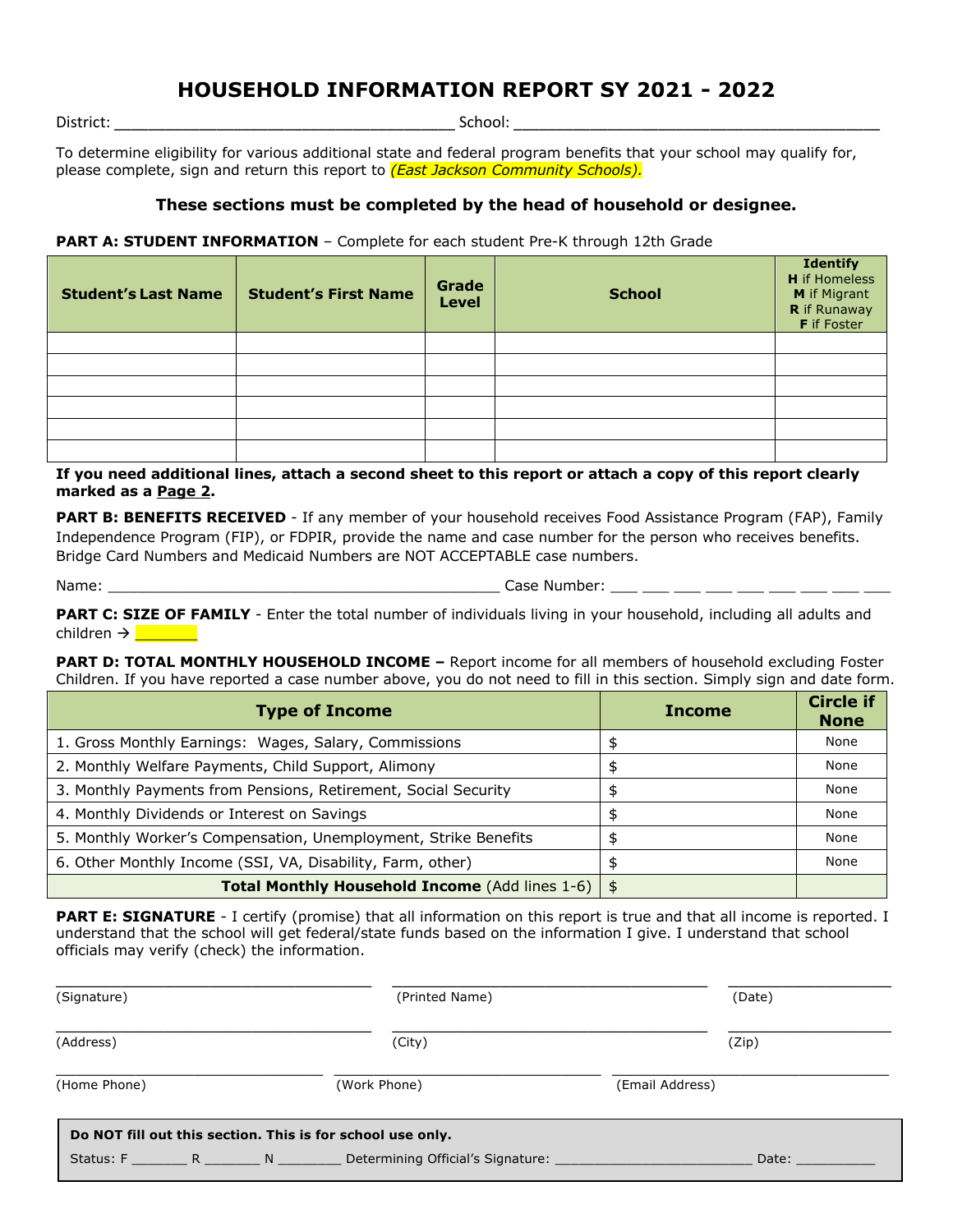# HOUSEHOLD INFORMATION REPORT SY 2021 - 2022

District: ______________________________________ School: ________________________________________

To determine eligibility for various additional state and federal program benefits that your school may qualify for, please complete, sign and return this report to *(East Jackson Community Schools).*

### These sections must be completed by the head of household or designee.

**PART A: STUDENT INFORMATION** – Complete for each student Pre-K through 12th Grade

| Student's Last Name | Student's First Name | Grade Level | School | Identify **H** if Homeless **M** if Migrant **R** if Runaway **F** if Foster |
|---|---|---|---|---|
| | | | | |
| | | | | |
| | | | | |
| | | | | |
| | | | | |
| | | | | |

**If you need additional lines, attach a second sheet to this report or attach a copy of this report clearly marked as a Page 2.**

**PART B: BENEFITS RECEIVED** - If any member of your household receives Food Assistance Program (FAP), Family Independence Program (FIP), or FDPIR, provide the name and case number for the person who receives benefits. Bridge Card Numbers and Medicaid Numbers are NOT ACCEPTABLE case numbers.

Name: ____________________________________________ Case Number: ___ ___ ___ ___ ___ ___ ___ ___ ___

**PART C: SIZE OF FAMILY** - Enter the total number of individuals living in your household, including all adults and children → _______

**PART D: TOTAL MONTHLY HOUSEHOLD INCOME –** Report income for all members of household excluding Foster Children. If you have reported a case number above, you do not need to fill in this section. Simply sign and date form.

| Type of Income | Income | Circle if None |
|---|---|---|
| 1. Gross Monthly Earnings: Wages, Salary, Commissions | $ | None |
| 2. Monthly Welfare Payments, Child Support, Alimony | $ | None |
| 3. Monthly Payments from Pensions, Retirement, Social Security | $ | None |
| 4. Monthly Dividends or Interest on Savings | $ | None |
| 5. Monthly Worker's Compensation, Unemployment, Strike Benefits | $ | None |
| 6. Other Monthly Income (SSI, VA, Disability, Farm, other) | $ | None |
| **Total Monthly Household Income** (Add lines 1-6) | $ | |

**PART E: SIGNATURE** - I certify (promise) that all information on this report is true and that all income is reported. I understand that the school will get federal/state funds based on the information I give. I understand that school officials may verify (check) the information.

___________________________________ ___________________________________ ___________________
(Signature) (Printed Name) (Date)

___________________________________ ___________________________________ ___________________
(Address) (City) (Zip)

_____________________________ _____________________________ _______________________________
(Home Phone) (Work Phone) (Email Address)

**Do NOT fill out this section. This is for school use only.**

Status: F _______ R _______ N ________ Determining Official's Signature: ________________________ Date: __________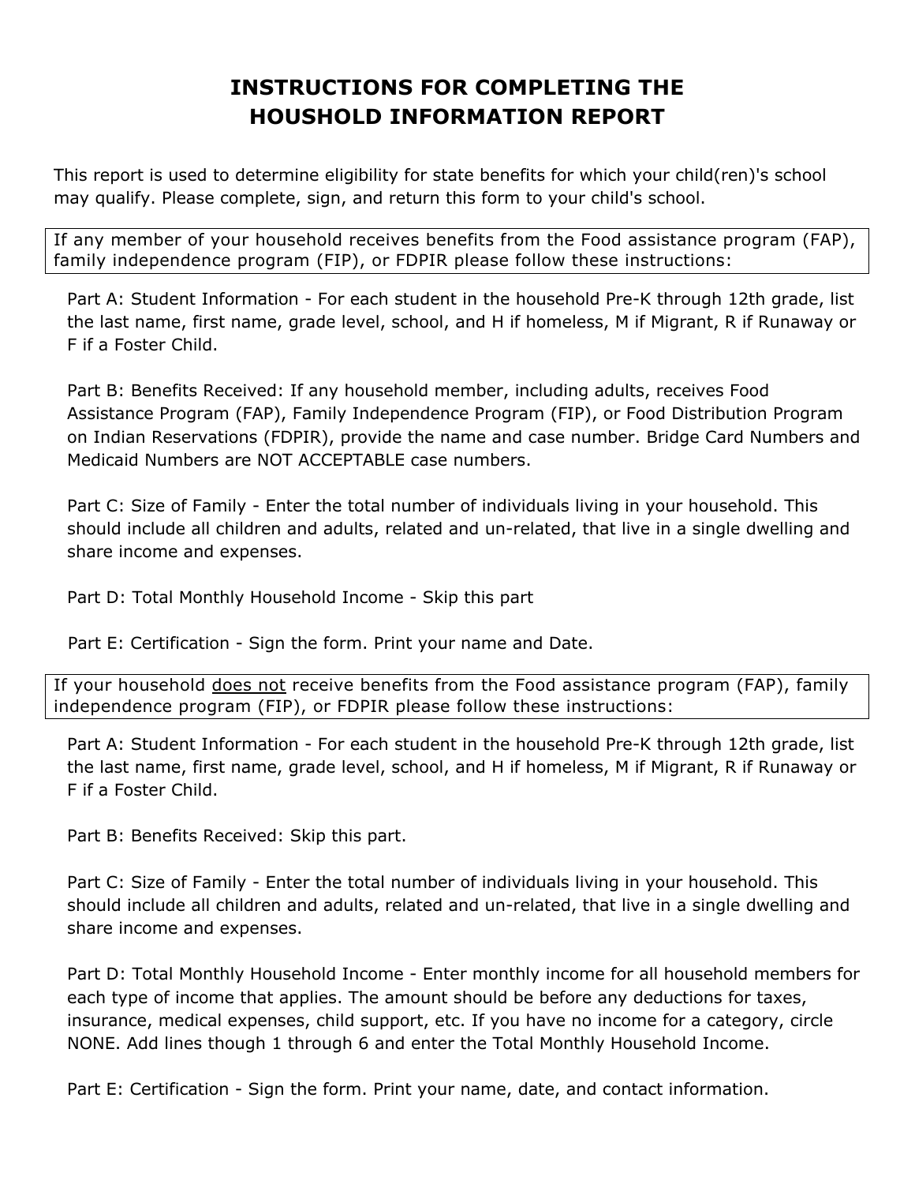# INSTRUCTIONS FOR COMPLETING THE HOUSHOLD INFORMATION REPORT

This report is used to determine eligibility for state benefits for which your child(ren)'s school may qualify. Please complete, sign, and return this form to your child's school.

If any member of your household receives benefits from the Food assistance program (FAP), family independence program (FIP), or FDPIR please follow these instructions:

Part A: Student Information - For each student in the household Pre-K through 12th grade, list the last name, first name, grade level, school, and H if homeless, M if Migrant, R if Runaway or F if a Foster Child.

Part B: Benefits Received: If any household member, including adults, receives Food Assistance Program (FAP), Family Independence Program (FIP), or Food Distribution Program on Indian Reservations (FDPIR), provide the name and case number. Bridge Card Numbers and Medicaid Numbers are NOT ACCEPTABLE case numbers.

Part C: Size of Family - Enter the total number of individuals living in your household. This should include all children and adults, related and un-related, that live in a single dwelling and share income and expenses.

Part D: Total Monthly Household Income - Skip this part

Part E: Certification - Sign the form. Print your name and Date.

If your household <u>does not</u> receive benefits from the Food assistance program (FAP), family independence program (FIP), or FDPIR please follow these instructions:

Part A: Student Information - For each student in the household Pre-K through 12th grade, list the last name, first name, grade level, school, and H if homeless, M if Migrant, R if Runaway or F if a Foster Child.

Part B: Benefits Received: Skip this part.

Part C: Size of Family - Enter the total number of individuals living in your household. This should include all children and adults, related and un-related, that live in a single dwelling and share income and expenses.

Part D: Total Monthly Household Income - Enter monthly income for all household members for each type of income that applies. The amount should be before any deductions for taxes, insurance, medical expenses, child support, etc. If you have no income for a category, circle NONE. Add lines though 1 through 6 and enter the Total Monthly Household Income.

Part E: Certification - Sign the form. Print your name, date, and contact information.